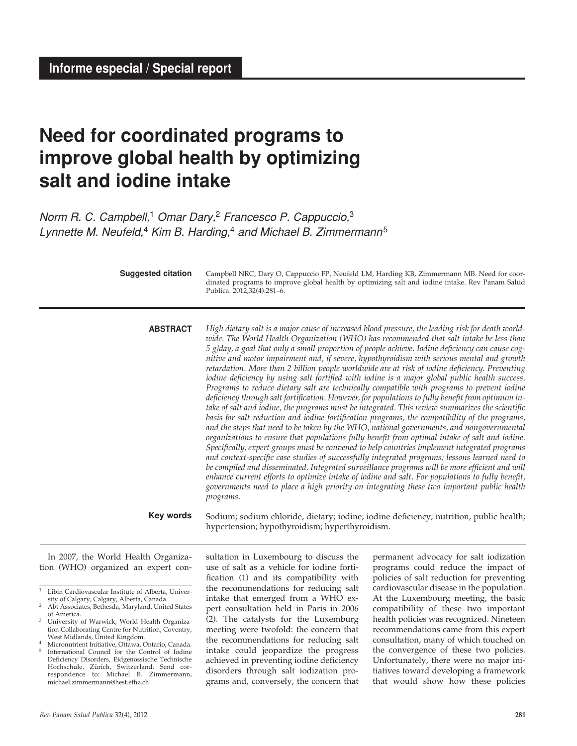**Informe especial / Special report**

# Need for coordinated programs to improve global health by optimizing salt and iodine intake

*Norm R. C. Campbell,[1] Omar Dary,[2] Francesco P. Cappuccio,[3] Lynnette M. Neufeld,[4] Kim B. Harding,[4] and Michael B. Zimmermann[5]*

**Suggested citation** Campbell NRC, Dary O, Cappuccio FP, Neufeld LM, Harding KB, Zimmermann MB. Need for coordinated programs to improve global health by optimizing salt and iodine intake. Rev Panam Salud Publica. 2012;32(4):281–6.

**ABSTRACT** *High dietary salt is a major cause of increased blood pressure, the leading risk for death worldwide. The World Health Organization (WHO) has recommended that salt intake be less than 5 g/day, a goal that only a small proportion of people achieve. Iodine deficiency can cause cognitive and motor impairment and, if severe, hypothyroidism with serious mental and growth retardation. More than 2 billion people worldwide are at risk of iodine deficiency. Preventing iodine deficiency by using salt fortified with iodine is a major global public health success. Programs to reduce dietary salt are technically compatible with programs to prevent iodine deficiency through salt fortification. However, for populations to fully benefit from optimum intake of salt and iodine, the programs must be integrated. This review summarizes the scientific basis for salt reduction and iodine fortification programs, the compatibility of the programs, and the steps that need to be taken by the WHO, national governments, and nongovernmental organizations to ensure that populations fully benefit from optimal intake of salt and iodine. Specifically, expert groups must be convened to help countries implement integrated programs and context-specific case studies of successfully integrated programs; lessons learned need to be compiled and disseminated. Integrated surveillance programs will be more efficient and will enhance current efforts to optimize intake of iodine and salt. For populations to fully benefit, governments need to place a high priority on integrating these two important public health programs.*

**Key words** Sodium; sodium chloride, dietary; iodine; iodine deficiency; nutrition, public health; hypertension; hypothyroidism; hyperthyroidism.

In 2007, the World Health Organization (WHO) organized an expert consultation in Luxembourg to discuss the use of salt as a vehicle for iodine fortification (1) and its compatibility with the recommendations for reducing salt intake that emerged from a WHO expert consultation held in Paris in 2006 (2). The catalysts for the Luxemburg meeting were twofold: the concern that the recommendations for reducing salt intake could jeopardize the progress achieved in preventing iodine deficiency disorders through salt iodization programs and, conversely, the concern that permanent advocacy for salt iodization programs could reduce the impact of policies of salt reduction for preventing cardiovascular disease in the population. At the Luxembourg meeting, the basic compatibility of these two important health policies was recognized. Nineteen recommendations came from this expert consultation, many of which touched on the convergence of these two policies. Unfortunately, there were no major initiatives toward developing a framework that would show how these policies

---

[1] Libin Cardiovascular Institute of Alberta, University of Calgary, Calgary, Alberta, Canada.

[2] Abt Associates, Bethesda, Maryland, United States of America.

[3] University of Warwick, World Health Organization Collaborating Centre for Nutrition, Coventry, West Midlands, United Kingdom.

[4] Micronutrient Initiative, Ottawa, Ontario, Canada.

[5] International Council for the Control of Iodine Deficiency Disorders, Eidgenössische Technische Hochschule, Zürich, Switzerland. Send correspondence to: Michael B. Zimmermann, michael.zimmermann@hest.ethz.ch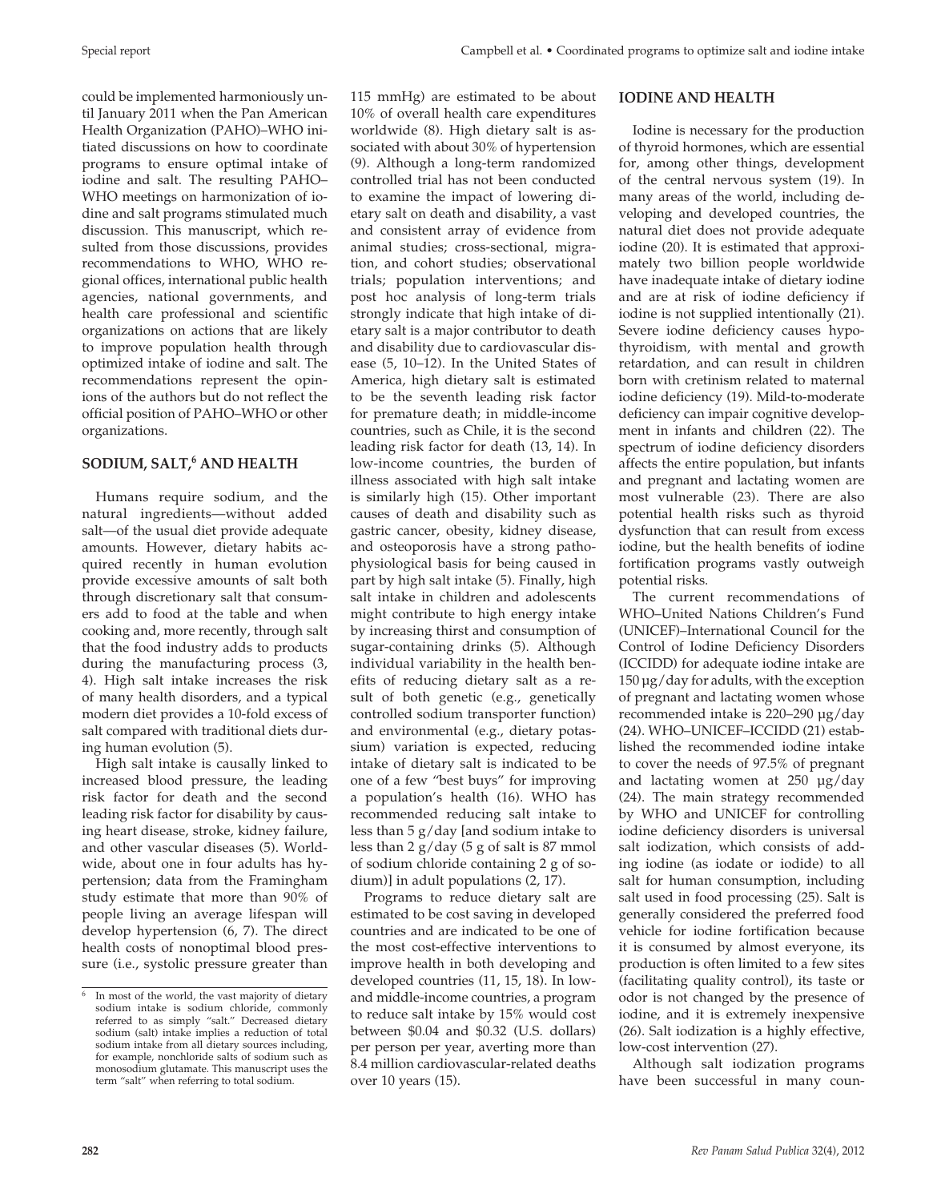could be implemented harmoniously until January 2011 when the Pan American Health Organization (PAHO)–WHO initiated discussions on how to coordinate programs to ensure optimal intake of iodine and salt. The resulting PAHO–WHO meetings on harmonization of iodine and salt programs stimulated much discussion. This manuscript, which resulted from those discussions, provides recommendations to WHO, WHO regional offices, international public health agencies, national governments, and health care professional and scientific organizations on actions that are likely to improve population health through optimized intake of iodine and salt. The recommendations represent the opinions of the authors but do not reflect the official position of PAHO–WHO or other organizations.

## SODIUM, SALT,[6] AND HEALTH

Humans require sodium, and the natural ingredients—without added salt—of the usual diet provide adequate amounts. However, dietary habits acquired recently in human evolution provide excessive amounts of salt both through discretionary salt that consumers add to food at the table and when cooking and, more recently, through salt that the food industry adds to products during the manufacturing process (3, 4). High salt intake increases the risk of many health disorders, and a typical modern diet provides a 10-fold excess of salt compared with traditional diets during human evolution (5).

High salt intake is causally linked to increased blood pressure, the leading risk factor for death and the second leading risk factor for disability by causing heart disease, stroke, kidney failure, and other vascular diseases (5). Worldwide, about one in four adults has hypertension; data from the Framingham study estimate that more than 90% of people living an average lifespan will develop hypertension (6, 7). The direct health costs of nonoptimal blood pressure (i.e., systolic pressure greater than 115 mmHg) are estimated to be about 10% of overall health care expenditures worldwide (8). High dietary salt is associated with about 30% of hypertension (9). Although a long-term randomized controlled trial has not been conducted to examine the impact of lowering dietary salt on death and disability, a vast and consistent array of evidence from animal studies; cross-sectional, migration, and cohort studies; observational trials; population interventions; and post hoc analysis of long-term trials strongly indicate that high intake of dietary salt is a major contributor to death and disability due to cardiovascular disease (5, 10–12). In the United States of America, high dietary salt is estimated to be the seventh leading risk factor for premature death; in middle-income countries, such as Chile, it is the second leading risk factor for death (13, 14). In low-income countries, the burden of illness associated with high salt intake is similarly high (15). Other important causes of death and disability such as gastric cancer, obesity, kidney disease, and osteoporosis have a strong pathophysiological basis for being caused in part by high salt intake (5). Finally, high salt intake in children and adolescents might contribute to high energy intake by increasing thirst and consumption of sugar-containing drinks (5). Although individual variability in the health benefits of reducing dietary salt as a result of both genetic (e.g., genetically controlled sodium transporter function) and environmental (e.g., dietary potassium) variation is expected, reducing intake of dietary salt is indicated to be one of a few "best buys" for improving a population's health (16). WHO has recommended reducing salt intake to less than 5 g/day [and sodium intake to less than 2 g/day (5 g of salt is 87 mmol of sodium chloride containing 2 g of sodium)] in adult populations (2, 17).

Programs to reduce dietary salt are estimated to be cost saving in developed countries and are indicated to be one of the most cost-effective interventions to improve health in both developing and developed countries (11, 15, 18). In low- and middle-income countries, a program to reduce salt intake by 15% would cost between \$0.04 and \$0.32 (U.S. dollars) per person per year, averting more than 8.4 million cardiovascular-related deaths over 10 years (15).

## IODINE AND HEALTH

Iodine is necessary for the production of thyroid hormones, which are essential for, among other things, development of the central nervous system (19). In many areas of the world, including developing and developed countries, the natural diet does not provide adequate iodine (20). It is estimated that approximately two billion people worldwide have inadequate intake of dietary iodine and are at risk of iodine deficiency if iodine is not supplied intentionally (21). Severe iodine deficiency causes hypothyroidism, with mental and growth retardation, and can result in children born with cretinism related to maternal iodine deficiency (19). Mild-to-moderate deficiency can impair cognitive development in infants and children (22). The spectrum of iodine deficiency disorders affects the entire population, but infants and pregnant and lactating women are most vulnerable (23). There are also potential health risks such as thyroid dysfunction that can result from excess iodine, but the health benefits of iodine fortification programs vastly outweigh potential risks.

The current recommendations of WHO–United Nations Children's Fund (UNICEF)–International Council for the Control of Iodine Deficiency Disorders (ICCIDD) for adequate iodine intake are 150 µg/day for adults, with the exception of pregnant and lactating women whose recommended intake is 220–290 µg/day (24). WHO–UNICEF–ICCIDD (21) established the recommended iodine intake to cover the needs of 97.5% of pregnant and lactating women at 250 µg/day (24). The main strategy recommended by WHO and UNICEF for controlling iodine deficiency disorders is universal salt iodization, which consists of adding iodine (as iodate or iodide) to all salt for human consumption, including salt used in food processing (25). Salt is generally considered the preferred food vehicle for iodine fortification because it is consumed by almost everyone, its production is often limited to a few sites (facilitating quality control), its taste or odor is not changed by the presence of iodine, and it is extremely inexpensive (26). Salt iodization is a highly effective, low-cost intervention (27).

Although salt iodization programs have been successful in many coun-

[6] In most of the world, the vast majority of dietary sodium intake is sodium chloride, commonly referred to as simply "salt." Decreased dietary sodium (salt) intake implies a reduction of total sodium intake from all dietary sources including, for example, nonchloride salts of sodium such as monosodium glutamate. This manuscript uses the term "salt" when referring to total sodium.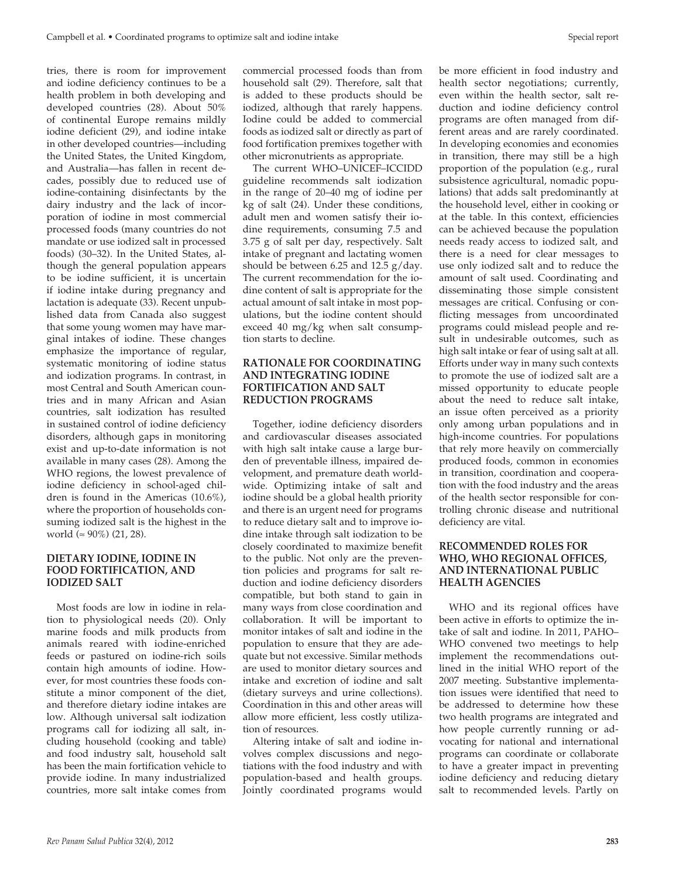tries, there is room for improvement and iodine deficiency continues to be a health problem in both developing and developed countries (28). About 50% of continental Europe remains mildly iodine deficient (29), and iodine intake in other developed countries—including the United States, the United Kingdom, and Australia—has fallen in recent decades, possibly due to reduced use of iodine-containing disinfectants by the dairy industry and the lack of incorporation of iodine in most commercial processed foods (many countries do not mandate or use iodized salt in processed foods) (30–32). In the United States, although the general population appears to be iodine sufficient, it is uncertain if iodine intake during pregnancy and lactation is adequate (33). Recent unpublished data from Canada also suggest that some young women may have marginal intakes of iodine. These changes emphasize the importance of regular, systematic monitoring of iodine status and iodization programs. In contrast, in most Central and South American countries and in many African and Asian countries, salt iodization has resulted in sustained control of iodine deficiency disorders, although gaps in monitoring exist and up-to-date information is not available in many cases (28). Among the WHO regions, the lowest prevalence of iodine deficiency in school-aged children is found in the Americas (10.6%), where the proportion of households consuming iodized salt is the highest in the world (≈ 90%) (21, 28).

## DIETARY IODINE, IODINE IN FOOD FORTIFICATION, AND IODIZED SALT

Most foods are low in iodine in relation to physiological needs (20). Only marine foods and milk products from animals reared with iodine-enriched feeds or pastured on iodine-rich soils contain high amounts of iodine. However, for most countries these foods constitute a minor component of the diet, and therefore dietary iodine intakes are low. Although universal salt iodization programs call for iodizing all salt, including household (cooking and table) and food industry salt, household salt has been the main fortification vehicle to provide iodine. In many industrialized countries, more salt intake comes from commercial processed foods than from household salt (29). Therefore, salt that is added to these products should be iodized, although that rarely happens. Iodine could be added to commercial foods as iodized salt or directly as part of food fortification premixes together with other micronutrients as appropriate.

The current WHO–UNICEF–ICCIDD guideline recommends salt iodization in the range of 20–40 mg of iodine per kg of salt (24). Under these conditions, adult men and women satisfy their iodine requirements, consuming 7.5 and 3.75 g of salt per day, respectively. Salt intake of pregnant and lactating women should be between 6.25 and 12.5 g/day. The current recommendation for the iodine content of salt is appropriate for the actual amount of salt intake in most populations, but the iodine content should exceed 40 mg/kg when salt consumption starts to decline.

## RATIONALE FOR COORDINATING AND INTEGRATING IODINE FORTIFICATION AND SALT REDUCTION PROGRAMS

Together, iodine deficiency disorders and cardiovascular diseases associated with high salt intake cause a large burden of preventable illness, impaired development, and premature death worldwide. Optimizing intake of salt and iodine should be a global health priority and there is an urgent need for programs to reduce dietary salt and to improve iodine intake through salt iodization to be closely coordinated to maximize benefit to the public. Not only are the prevention policies and programs for salt reduction and iodine deficiency disorders compatible, but both stand to gain in many ways from close coordination and collaboration. It will be important to monitor intakes of salt and iodine in the population to ensure that they are adequate but not excessive. Similar methods are used to monitor dietary sources and intake and excretion of iodine and salt (dietary surveys and urine collections). Coordination in this and other areas will allow more efficient, less costly utilization of resources.

Altering intake of salt and iodine involves complex discussions and negotiations with the food industry and with population-based and health groups. Jointly coordinated programs would be more efficient in food industry and health sector negotiations; currently, even within the health sector, salt reduction and iodine deficiency control programs are often managed from different areas and are rarely coordinated. In developing economies and economies in transition, there may still be a high proportion of the population (e.g., rural subsistence agricultural, nomadic populations) that adds salt predominantly at the household level, either in cooking or at the table. In this context, efficiencies can be achieved because the population needs ready access to iodized salt, and there is a need for clear messages to use only iodized salt and to reduce the amount of salt used. Coordinating and disseminating those simple consistent messages are critical. Confusing or conflicting messages from uncoordinated programs could mislead people and result in undesirable outcomes, such as high salt intake or fear of using salt at all. Efforts under way in many such contexts to promote the use of iodized salt are a missed opportunity to educate people about the need to reduce salt intake, an issue often perceived as a priority only among urban populations and in high-income countries. For populations that rely more heavily on commercially produced foods, common in economies in transition, coordination and cooperation with the food industry and the areas of the health sector responsible for controlling chronic disease and nutritional deficiency are vital.

## RECOMMENDED ROLES FOR WHO, WHO REGIONAL OFFICES, AND INTERNATIONAL PUBLIC HEALTH AGENCIES

WHO and its regional offices have been active in efforts to optimize the intake of salt and iodine. In 2011, PAHO–WHO convened two meetings to help implement the recommendations outlined in the initial WHO report of the 2007 meeting. Substantive implementation issues were identified that need to be addressed to determine how these two health programs are integrated and how people currently running or advocating for national and international programs can coordinate or collaborate to have a greater impact in preventing iodine deficiency and reducing dietary salt to recommended levels. Partly on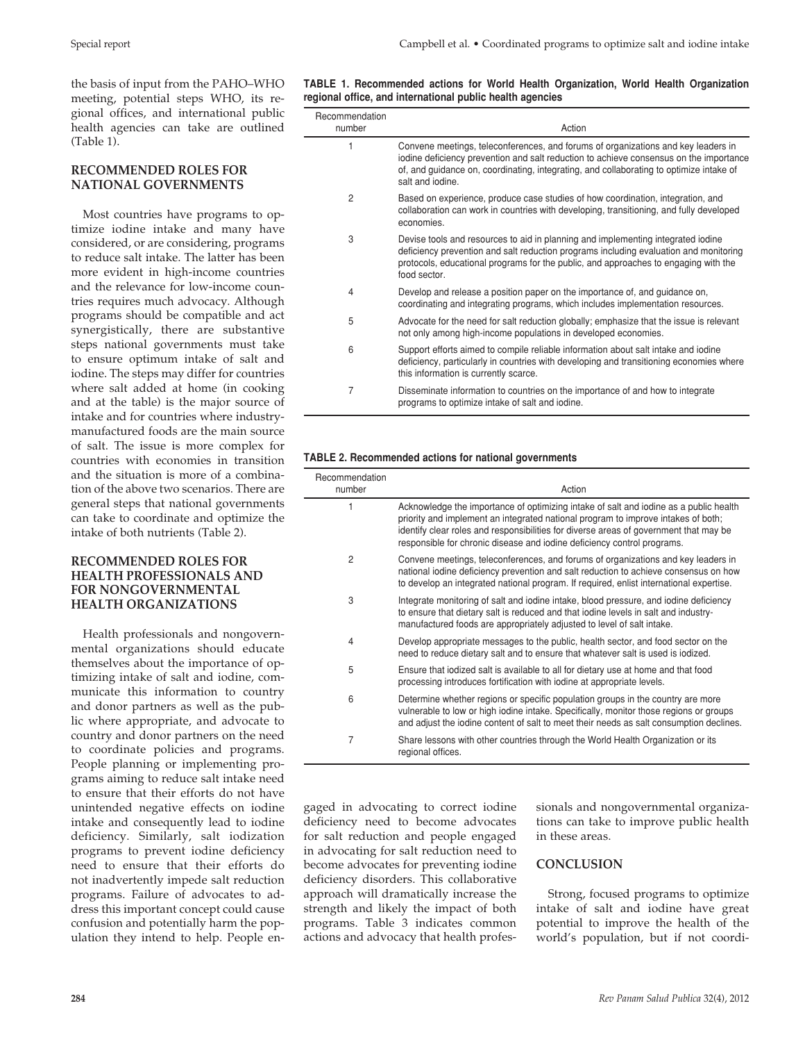the basis of input from the PAHO–WHO meeting, potential steps WHO, its regional offices, and international public health agencies can take are outlined (Table 1).

**TABLE 1. Recommended actions for World Health Organization, World Health Organization regional office, and international public health agencies**

| Recommendation number | Action |
|---|---|
| 1 | Convene meetings, teleconferences, and forums of organizations and key leaders in iodine deficiency prevention and salt reduction to achieve consensus on the importance of, and guidance on, coordinating, integrating, and collaborating to optimize intake of salt and iodine. |
| 2 | Based on experience, produce case studies of how coordination, integration, and collaboration can work in countries with developing, transitioning, and fully developed economies. |
| 3 | Devise tools and resources to aid in planning and implementing integrated iodine deficiency prevention and salt reduction programs including evaluation and monitoring protocols, educational programs for the public, and approaches to engaging with the food sector. |
| 4 | Develop and release a position paper on the importance of, and guidance on, coordinating and integrating programs, which includes implementation resources. |
| 5 | Advocate for the need for salt reduction globally; emphasize that the issue is relevant not only among high-income populations in developed economies. |
| 6 | Support efforts aimed to compile reliable information about salt intake and iodine deficiency, particularly in countries with developing and transitioning economies where this information is currently scarce. |
| 7 | Disseminate information to countries on the importance of and how to integrate programs to optimize intake of salt and iodine. |

## RECOMMENDED ROLES FOR NATIONAL GOVERNMENTS

Most countries have programs to optimize iodine intake and many have considered, or are considering, programs to reduce salt intake. The latter has been more evident in high-income countries and the relevance for low-income countries requires much advocacy. Although programs should be compatible and act synergistically, there are substantive steps national governments must take to ensure optimum intake of salt and iodine. The steps may differ for countries where salt added at home (in cooking and at the table) is the major source of intake and for countries where industry-manufactured foods are the main source of salt. The issue is more complex for countries with economies in transition and the situation is more of a combination of the above two scenarios. There are general steps that national governments can take to coordinate and optimize the intake of both nutrients (Table 2).

**TABLE 2. Recommended actions for national governments**

| Recommendation number | Action |
|---|---|
| 1 | Acknowledge the importance of optimizing intake of salt and iodine as a public health priority and implement an integrated national program to improve intakes of both; identify clear roles and responsibilities for diverse areas of government that may be responsible for chronic disease and iodine deficiency control programs. |
| 2 | Convene meetings, teleconferences, and forums of organizations and key leaders in national iodine deficiency prevention and salt reduction to achieve consensus on how to develop an integrated national program. If required, enlist international expertise. |
| 3 | Integrate monitoring of salt and iodine intake, blood pressure, and iodine deficiency to ensure that dietary salt is reduced and that iodine levels in salt and industry-manufactured foods are appropriately adjusted to level of salt intake. |
| 4 | Develop appropriate messages to the public, health sector, and food sector on the need to reduce dietary salt and to ensure that whatever salt is used is iodized. |
| 5 | Ensure that iodized salt is available to all for dietary use at home and that food processing introduces fortification with iodine at appropriate levels. |
| 6 | Determine whether regions or specific population groups in the country are more vulnerable to low or high iodine intake. Specifically, monitor those regions or groups and adjust the iodine content of salt to meet their needs as salt consumption declines. |
| 7 | Share lessons with other countries through the World Health Organization or its regional offices. |

## RECOMMENDED ROLES FOR HEALTH PROFESSIONALS AND FOR NONGOVERNMENTAL HEALTH ORGANIZATIONS

Health professionals and nongovernmental organizations should educate themselves about the importance of optimizing intake of salt and iodine, communicate this information to country and donor partners as well as the public where appropriate, and advocate to country and donor partners on the need to coordinate policies and programs. People planning or implementing programs aiming to reduce salt intake need to ensure that their efforts do not have unintended negative effects on iodine intake and consequently lead to iodine deficiency. Similarly, salt iodization programs to prevent iodine deficiency need to ensure that their efforts do not inadvertently impede salt reduction programs. Failure of advocates to address this important concept could cause confusion and potentially harm the population they intend to help. People engaged in advocating to correct iodine deficiency need to become advocates for salt reduction and people engaged in advocating for salt reduction need to become advocates for preventing iodine deficiency disorders. This collaborative approach will dramatically increase the strength and likely the impact of both programs. Table 3 indicates common actions and advocacy that health professionals and nongovernmental organizations can take to improve public health in these areas.

## CONCLUSION

Strong, focused programs to optimize intake of salt and iodine have great potential to improve the health of the world's population, but if not coordi-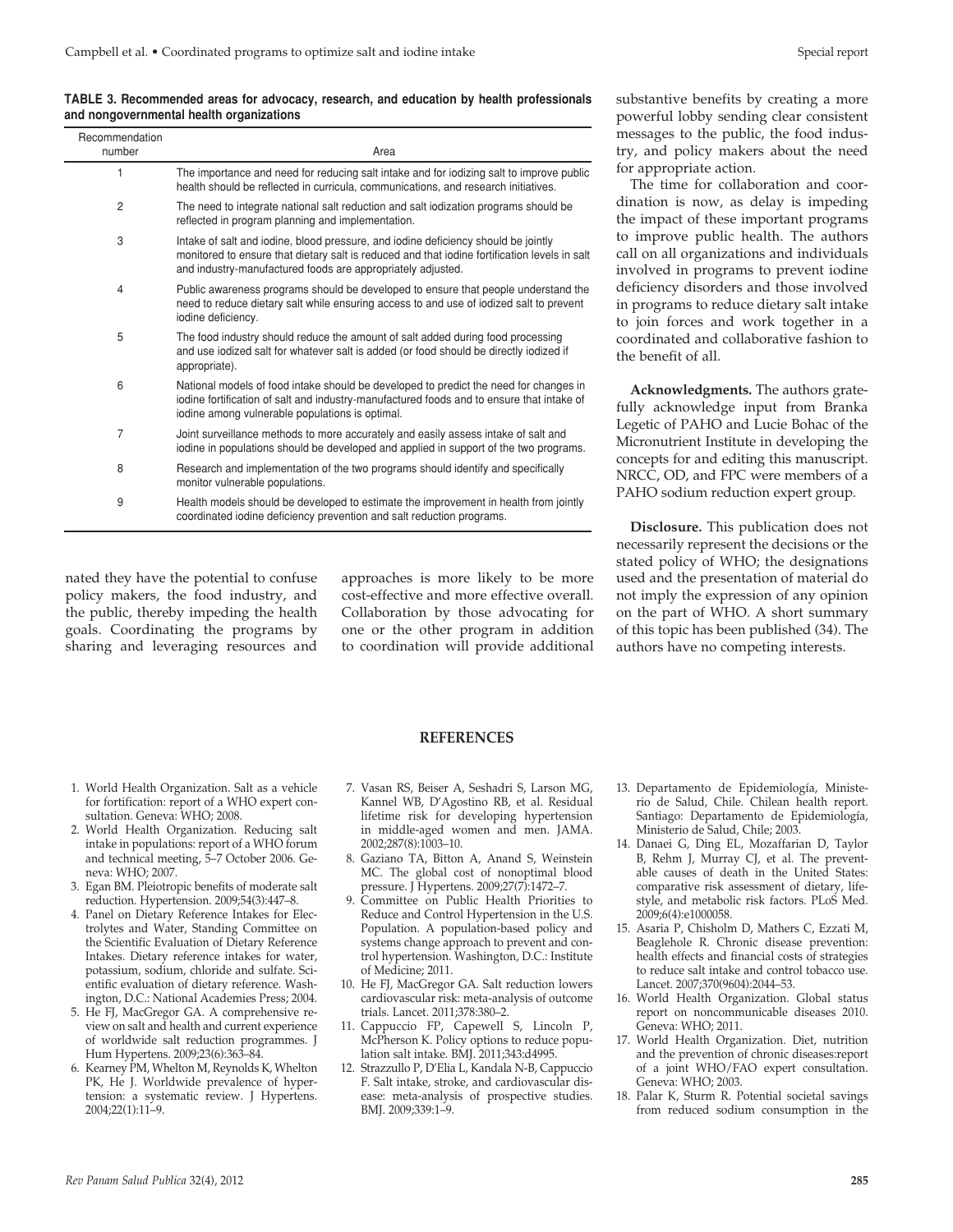**TABLE 3. Recommended areas for advocacy, research, and education by health professionals and nongovernmental health organizations**

| Recommendation number | Area |
|---|---|
| 1 | The importance and need for reducing salt intake and for iodizing salt to improve public health should be reflected in curricula, communications, and research initiatives. |
| 2 | The need to integrate national salt reduction and salt iodization programs should be reflected in program planning and implementation. |
| 3 | Intake of salt and iodine, blood pressure, and iodine deficiency should be jointly monitored to ensure that dietary salt is reduced and that iodine fortification levels in salt and industry-manufactured foods are appropriately adjusted. |
| 4 | Public awareness programs should be developed to ensure that people understand the need to reduce dietary salt while ensuring access to and use of iodized salt to prevent iodine deficiency. |
| 5 | The food industry should reduce the amount of salt added during food processing and use iodized salt for whatever salt is added (or food should be directly iodized if appropriate). |
| 6 | National models of food intake should be developed to predict the need for changes in iodine fortification of salt and industry-manufactured foods and to ensure that intake of iodine among vulnerable populations is optimal. |
| 7 | Joint surveillance methods to more accurately and easily assess intake of salt and iodine in populations should be developed and applied in support of the two programs. |
| 8 | Research and implementation of the two programs should identify and specifically monitor vulnerable populations. |
| 9 | Health models should be developed to estimate the improvement in health from jointly coordinated iodine deficiency prevention and salt reduction programs. |

nated they have the potential to confuse policy makers, the food industry, and the public, thereby impeding the health goals. Coordinating the programs by sharing and leveraging resources and approaches is more likely to be more cost-effective and more effective overall. Collaboration by those advocating for one or the other program in addition to coordination will provide additional substantive benefits by creating a more powerful lobby sending clear consistent messages to the public, the food industry, and policy makers about the need for appropriate action.

The time for collaboration and coordination is now, as delay is impeding the impact of these important programs to improve public health. The authors call on all organizations and individuals involved in programs to prevent iodine deficiency disorders and those involved in programs to reduce dietary salt intake to join forces and work together in a coordinated and collaborative fashion to the benefit of all.

**Acknowledgments.** The authors gratefully acknowledge input from Branka Legetic of PAHO and Lucie Bohac of the Micronutrient Institute in developing the concepts for and editing this manuscript. NRCC, OD, and FPC were members of a PAHO sodium reduction expert group.

**Disclosure.** This publication does not necessarily represent the decisions or the stated policy of WHO; the designations used and the presentation of material do not imply the expression of any opinion on the part of WHO. A short summary of this topic has been published (34). The authors have no competing interests.

## REFERENCES

1. World Health Organization. Salt as a vehicle for fortification: report of a WHO expert consultation. Geneva: WHO; 2008.
2. World Health Organization. Reducing salt intake in populations: report of a WHO forum and technical meeting, 5–7 October 2006. Geneva: WHO; 2007.
3. Egan BM. Pleiotropic benefits of moderate salt reduction. Hypertension. 2009;54(3):447–8.
4. Panel on Dietary Reference Intakes for Electrolytes and Water, Standing Committee on the Scientific Evaluation of Dietary Reference Intakes. Dietary reference intakes for water, potassium, sodium, chloride and sulfate. Scientific evaluation of dietary reference. Washington, D.C.: National Academies Press; 2004.
5. He FJ, MacGregor GA. A comprehensive review on salt and health and current experience of worldwide salt reduction programmes. J Hum Hypertens. 2009;23(6):363–84.
6. Kearney PM, Whelton M, Reynolds K, Whelton PK, He J. Worldwide prevalence of hypertension: a systematic review. J Hypertens. 2004;22(1):11–9.
7. Vasan RS, Beiser A, Seshadri S, Larson MG, Kannel WB, D'Agostino RB, et al. Residual lifetime risk for developing hypertension in middle-aged women and men. JAMA. 2002;287(8):1003–10.
8. Gaziano TA, Bitton A, Anand S, Weinstein MC. The global cost of nonoptimal blood pressure. J Hypertens. 2009;27(7):1472–7.
9. Committee on Public Health Priorities to Reduce and Control Hypertension in the U.S. Population. A population-based policy and systems change approach to prevent and control hypertension. Washington, D.C.: Institute of Medicine; 2011.
10. He FJ, MacGregor GA. Salt reduction lowers cardiovascular risk: meta-analysis of outcome trials. Lancet. 2011;378:380–2.
11. Cappuccio FP, Capewell S, Lincoln P, McPherson K. Policy options to reduce population salt intake. BMJ. 2011;343:d4995.
12. Strazzullo P, D'Elia L, Kandala N-B, Cappuccio F. Salt intake, stroke, and cardiovascular disease: meta-analysis of prospective studies. BMJ. 2009;339:1–9.
13. Departamento de Epidemiología, Ministerio de Salud, Chile. Chilean health report. Santiago: Departamento de Epidemiología, Ministerio de Salud, Chile; 2003.
14. Danaei G, Ding EL, Mozaffarian D, Taylor B, Rehm J, Murray CJ, et al. The preventable causes of death in the United States: comparative risk assessment of dietary, lifestyle, and metabolic risk factors. PLoS Med. 2009;6(4):e1000058.
15. Asaria P, Chisholm D, Mathers C, Ezzati M, Beaglehole R. Chronic disease prevention: health effects and financial costs of strategies to reduce salt intake and control tobacco use. Lancet. 2007;370(9604):2044–53.
16. World Health Organization. Global status report on noncommunicable diseases 2010. Geneva: WHO; 2011.
17. World Health Organization. Diet, nutrition and the prevention of chronic diseases:report of a joint WHO/FAO expert consultation. Geneva: WHO; 2003.
18. Palar K, Sturm R. Potential societal savings from reduced sodium consumption in the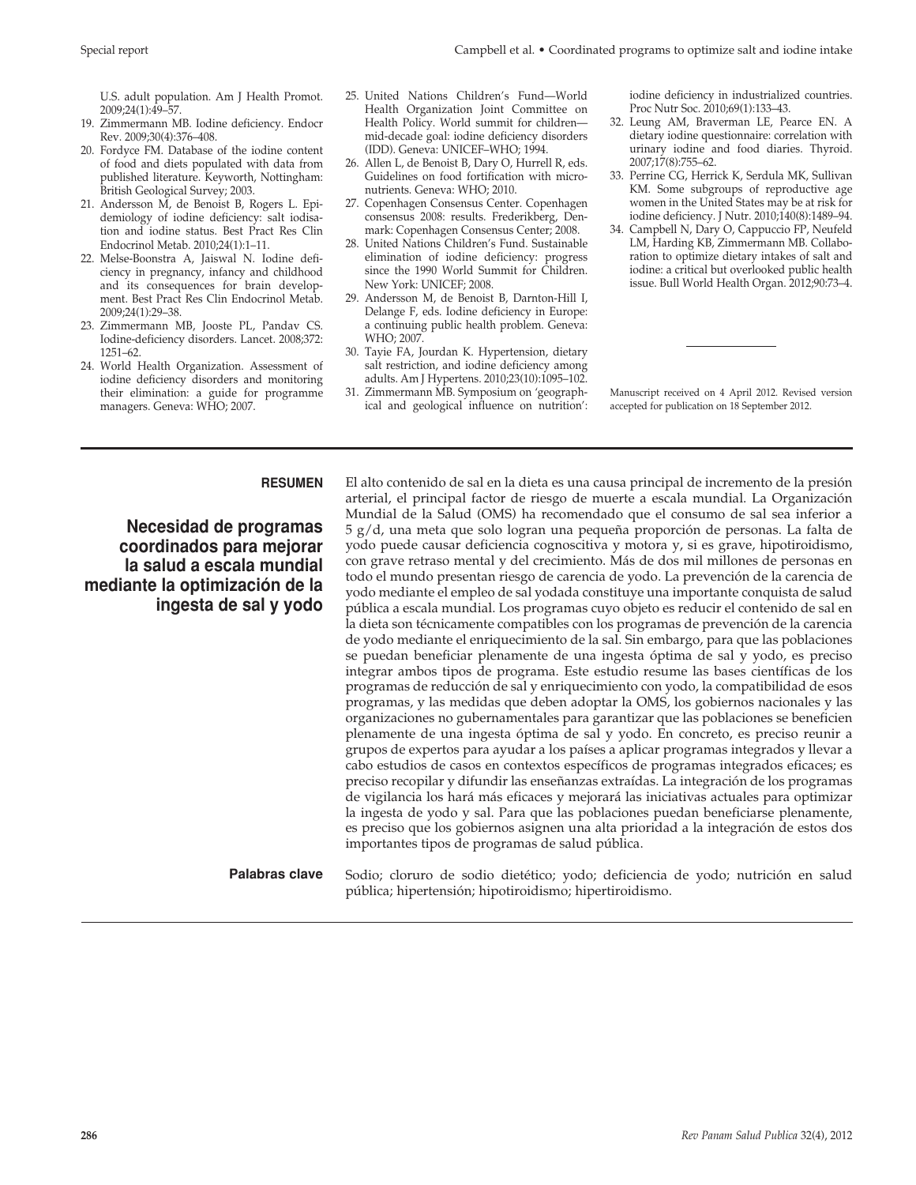U.S. adult population. Am J Health Promot. 2009;24(1):49–57.

19. Zimmermann MB. Iodine deficiency. Endocr Rev. 2009;30(4):376–408.
20. Fordyce FM. Database of the iodine content of food and diets populated with data from published literature. Keyworth, Nottingham: British Geological Survey; 2003.
21. Andersson M, de Benoist B, Rogers L. Epidemiology of iodine deficiency: salt iodisation and iodine status. Best Pract Res Clin Endocrinol Metab. 2010;24(1):1–11.
22. Melse-Boonstra A, Jaiswal N. Iodine deficiency in pregnancy, infancy and childhood and its consequences for brain development. Best Pract Res Clin Endocrinol Metab. 2009;24(1):29–38.
23. Zimmermann MB, Jooste PL, Pandav CS. Iodine-deficiency disorders. Lancet. 2008;372: 1251–62.
24. World Health Organization. Assessment of iodine deficiency disorders and monitoring their elimination: a guide for programme managers. Geneva: WHO; 2007.
25. United Nations Children's Fund—World Health Organization Joint Committee on Health Policy. World summit for children—mid-decade goal: iodine deficiency disorders (IDD). Geneva: UNICEF–WHO; 1994.
26. Allen L, de Benoist B, Dary O, Hurrell R, eds. Guidelines on food fortification with micronutrients. Geneva: WHO; 2010.
27. Copenhagen Consensus Center. Copenhagen consensus 2008: results. Frederikberg, Denmark: Copenhagen Consensus Center; 2008.
28. United Nations Children's Fund. Sustainable elimination of iodine deficiency: progress since the 1990 World Summit for Children. New York: UNICEF; 2008.
29. Andersson M, de Benoist B, Darnton-Hill I, Delange F, eds. Iodine deficiency in Europe: a continuing public health problem. Geneva: WHO; 2007.
30. Tayie FA, Jourdan K. Hypertension, dietary salt restriction, and iodine deficiency among adults. Am J Hypertens. 2010;23(10):1095–102.
31. Zimmermann MB. Symposium on 'geographical and geological influence on nutrition': iodine deficiency in industrialized countries. Proc Nutr Soc. 2010;69(1):133–43.
32. Leung AM, Braverman LE, Pearce EN. A dietary iodine questionnaire: correlation with urinary iodine and food diaries. Thyroid. 2007;17(8):755–62.
33. Perrine CG, Herrick K, Serdula MK, Sullivan KM. Some subgroups of reproductive age women in the United States may be at risk for iodine deficiency. J Nutr. 2010;140(8):1489–94.
34. Campbell N, Dary O, Cappuccio FP, Neufeld LM, Harding KB, Zimmermann MB. Collaboration to optimize dietary intakes of salt and iodine: a critical but overlooked public health issue. Bull World Health Organ. 2012;90:73–4.

Manuscript received on 4 April 2012. Revised version accepted for publication on 18 September 2012.

---

**RESUMEN**

## Necesidad de programas coordinados para mejorar la salud a escala mundial mediante la optimización de la ingesta de sal y yodo

El alto contenido de sal en la dieta es una causa principal de incremento de la presión arterial, el principal factor de riesgo de muerte a escala mundial. La Organización Mundial de la Salud (OMS) ha recomendado que el consumo de sal sea inferior a 5 g/d, una meta que solo logran una pequeña proporción de personas. La falta de yodo puede causar deficiencia cognoscitiva y motora y, si es grave, hipotiroidismo, con grave retraso mental y del crecimiento. Más de dos mil millones de personas en todo el mundo presentan riesgo de carencia de yodo. La prevención de la carencia de yodo mediante el empleo de sal yodada constituye una importante conquista de salud pública a escala mundial. Los programas cuyo objeto es reducir el contenido de sal en la dieta son técnicamente compatibles con los programas de prevención de la carencia de yodo mediante el enriquecimiento de la sal. Sin embargo, para que las poblaciones se puedan beneficiar plenamente de una ingesta óptima de sal y yodo, es preciso integrar ambos tipos de programa. Este estudio resume las bases científicas de los programas de reducción de sal y enriquecimiento con yodo, la compatibilidad de esos programas, y las medidas que deben adoptar la OMS, los gobiernos nacionales y las organizaciones no gubernamentales para garantizar que las poblaciones se beneficien plenamente de una ingesta óptima de sal y yodo. En concreto, es preciso reunir a grupos de expertos para ayudar a los países a aplicar programas integrados y llevar a cabo estudios de casos en contextos específicos de programas integrados eficaces; es preciso recopilar y difundir las enseñanzas extraídas. La integración de los programas de vigilancia los hará más eficaces y mejorará las iniciativas actuales para optimizar la ingesta de yodo y sal. Para que las poblaciones puedan beneficiarse plenamente, es preciso que los gobiernos asignen una alta prioridad a la integración de estos dos importantes tipos de programas de salud pública.

**Palabras clave** Sodio; cloruro de sodio dietético; yodo; deficiencia de yodo; nutrición en salud pública; hipertensión; hipotiroidismo; hipertiroidismo.